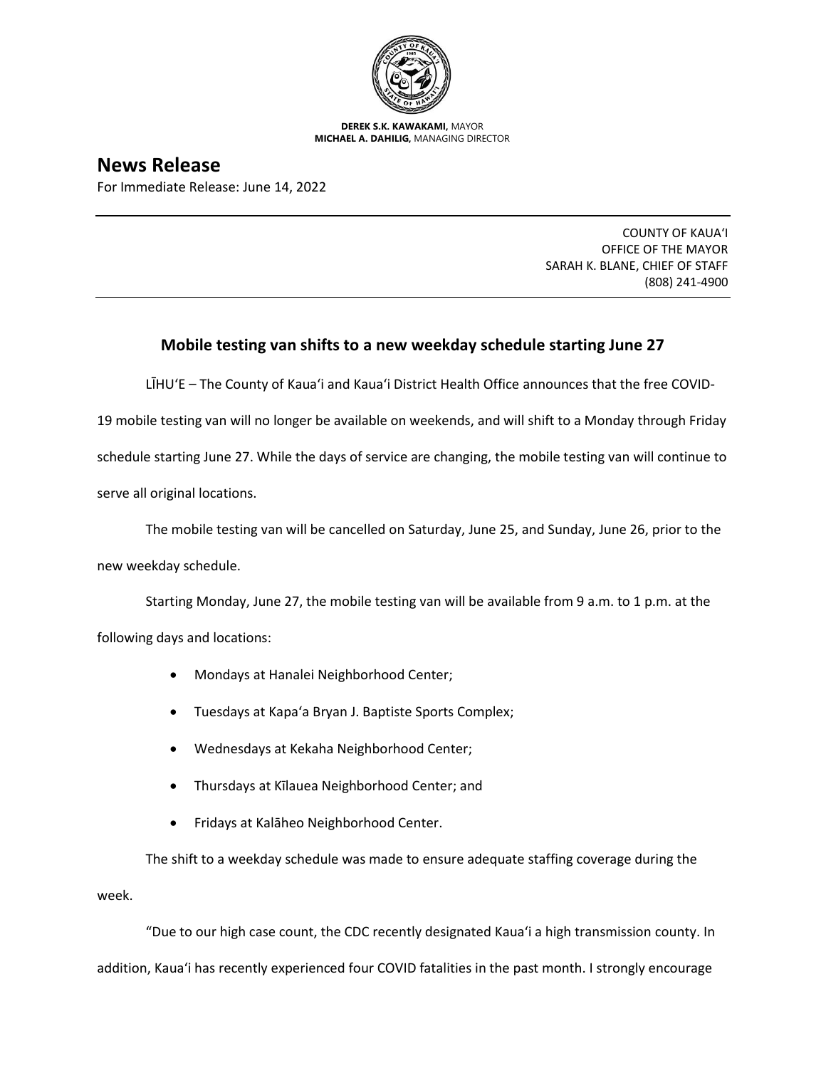**DEREK S.K. KAWAKAMI,** MAYOR
**MICHAEL A. DAHILIG,** MANAGING DIRECTOR

# News Release

For Immediate Release: June 14, 2022

COUNTY OF KAUAʻI
OFFICE OF THE MAYOR
SARAH K. BLANE, CHIEF OF STAFF
(808) 241-4900

## Mobile testing van shifts to a new weekday schedule starting June 27

LĪHUʻE – The County of Kauaʻi and Kauaʻi District Health Office announces that the free COVID-19 mobile testing van will no longer be available on weekends, and will shift to a Monday through Friday schedule starting June 27. While the days of service are changing, the mobile testing van will continue to serve all original locations.

The mobile testing van will be cancelled on Saturday, June 25, and Sunday, June 26, prior to the new weekday schedule.

Starting Monday, June 27, the mobile testing van will be available from 9 a.m. to 1 p.m. at the following days and locations:

- Mondays at Hanalei Neighborhood Center;
- Tuesdays at Kapaʻa Bryan J. Baptiste Sports Complex;
- Wednesdays at Kekaha Neighborhood Center;
- Thursdays at Kīlauea Neighborhood Center; and
- Fridays at Kalāheo Neighborhood Center.

The shift to a weekday schedule was made to ensure adequate staffing coverage during the week.

"Due to our high case count, the CDC recently designated Kauaʻi a high transmission county. In addition, Kauaʻi has recently experienced four COVID fatalities in the past month. I strongly encourage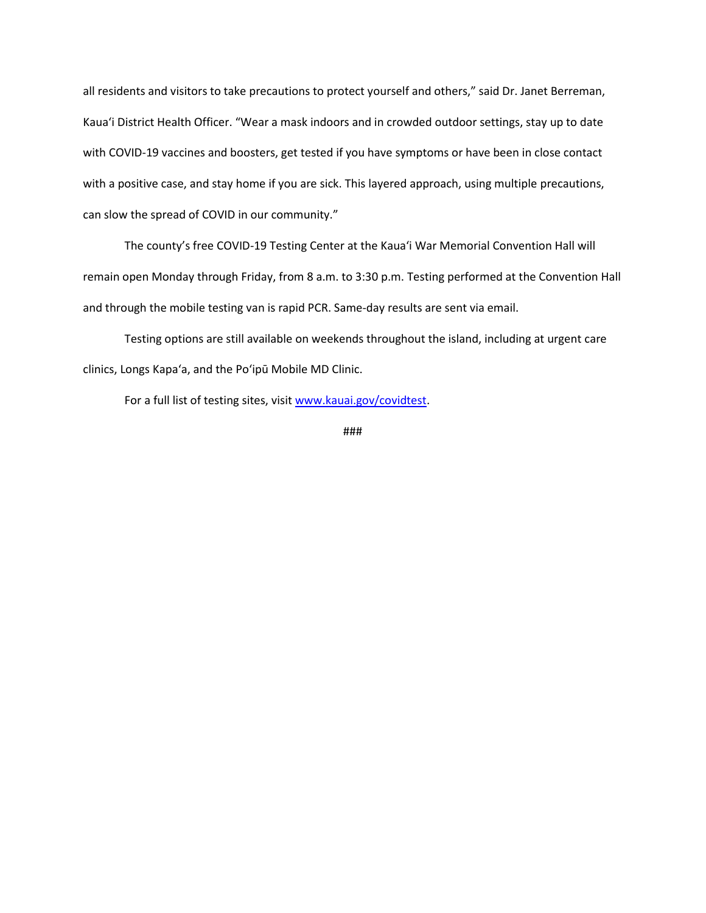all residents and visitors to take precautions to protect yourself and others," said Dr. Janet Berreman, Kaua'i District Health Officer. "Wear a mask indoors and in crowded outdoor settings, stay up to date with COVID-19 vaccines and boosters, get tested if you have symptoms or have been in close contact with a positive case, and stay home if you are sick. This layered approach, using multiple precautions, can slow the spread of COVID in our community."

The county's free COVID-19 Testing Center at the Kaua'i War Memorial Convention Hall will remain open Monday through Friday, from 8 a.m. to 3:30 p.m. Testing performed at the Convention Hall and through the mobile testing van is rapid PCR. Same-day results are sent via email.

Testing options are still available on weekends throughout the island, including at urgent care clinics, Longs Kapa'a, and the Po'ipū Mobile MD Clinic.

For a full list of testing sites, visit [www.kauai.gov/covidtest](www.kauai.gov/covidtest).

###